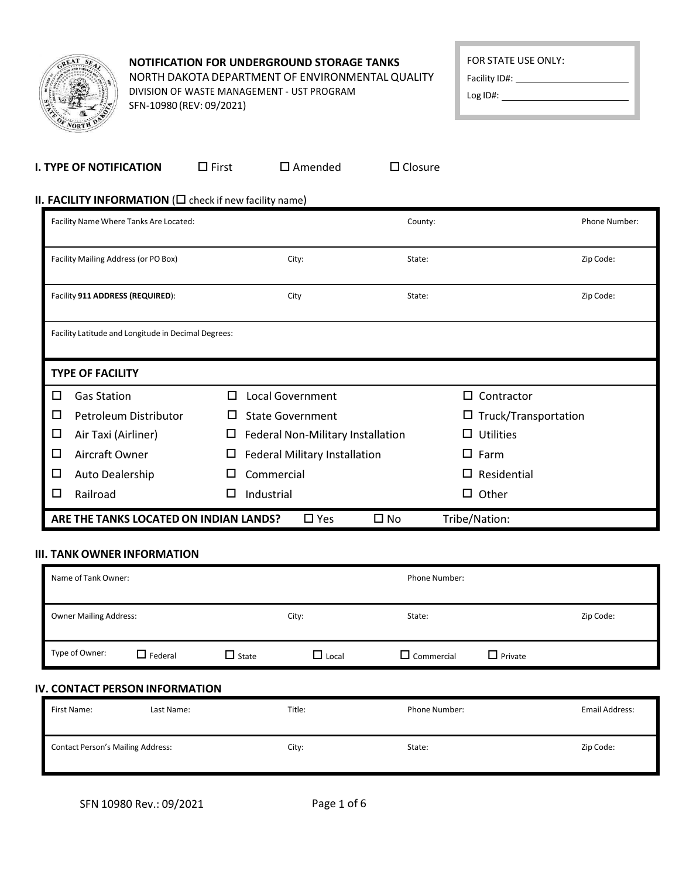**NOTIFICATION FOR UNDERGROUND STORAGE TANKS**
NORTH DAKOTA DEPARTMENT OF ENVIRONMENTAL QUALITY
DIVISION OF WASTE MANAGEMENT - UST PROGRAM
SFN-10980 (REV: 09/2021)

| FOR STATE USE ONLY: |
|---|
| Facility ID#: |
| Log ID#: |

**I. TYPE OF NOTIFICATION** ☐ First ☐ Amended ☐ Closure

**II. FACILITY INFORMATION** (☐ check if new facility name)

| Facility Name Where Tanks Are Located: | | County: | Phone Number: |
|---|---|---|---|
| Facility Mailing Address (or PO Box) | City: | State: | Zip Code: |
| Facility **911 ADDRESS (REQUIRED)**: | City | State: | Zip Code: |
| Facility Latitude and Longitude in Decimal Degrees: | | | |

**TYPE OF FACILITY**

| | | |
|---|---|---|
| ☐ Gas Station | ☐ Local Government | ☐ Contractor |
| ☐ Petroleum Distributor | ☐ State Government | ☐ Truck/Transportation |
| ☐ Air Taxi (Airliner) | ☐ Federal Non-Military Installation | ☐ Utilities |
| ☐ Aircraft Owner | ☐ Federal Military Installation | ☐ Farm |
| ☐ Auto Dealership | ☐ Commercial | ☐ Residential |
| ☐ Railroad | ☐ Industrial | ☐ Other |

**ARE THE TANKS LOCATED ON INDIAN LANDS?** ☐ Yes ☐ No Tribe/Nation:

**III. TANK OWNER INFORMATION**

| Name of Tank Owner: | | Phone Number: | |
|---|---|---|---|
| Owner Mailing Address: | City: | State: | Zip Code: |

Type of Owner: ☐ Federal ☐ State ☐ Local ☐ Commercial ☐ Private

**IV. CONTACT PERSON INFORMATION**

| First Name: | Last Name: | Title: | Phone Number: | Email Address: |
|---|---|---|---|---|
| Contact Person's Mailing Address: | | City: | State: | Zip Code: |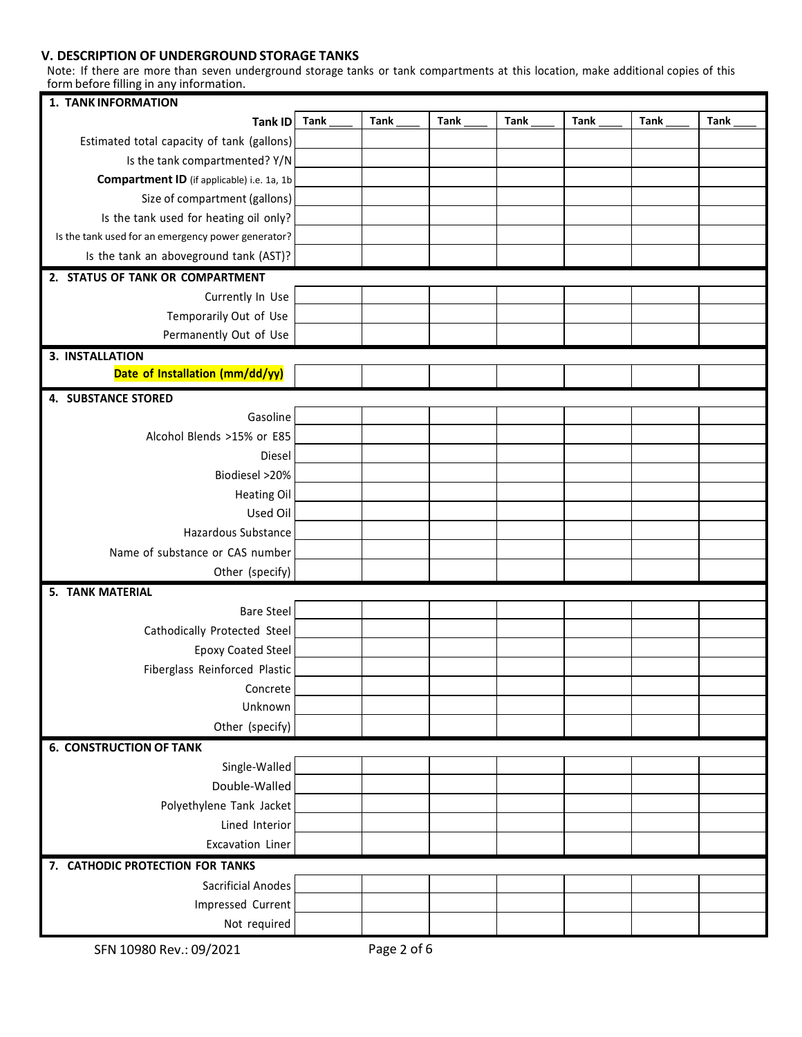## V. DESCRIPTION OF UNDERGROUND STORAGE TANKS

Note: If there are more than seven underground storage tanks or tank compartments at this location, make additional copies of this form before filling in any information.

| **1. TANK INFORMATION** | | | | | | | |
|---|---|---|---|---|---|---|---|
| **Tank ID** | **Tank** ____ | **Tank** ____ | **Tank** ____ | **Tank** ____ | **Tank** ____ | **Tank** ____ | **Tank** ____ |
| Estimated total capacity of tank (gallons) | | | | | | | |
| Is the tank compartmented? Y/N | | | | | | | |
| **Compartment ID** (if applicable) i.e. 1a, 1b | | | | | | | |
| Size of compartment (gallons) | | | | | | | |
| Is the tank used for heating oil only? | | | | | | | |
| Is the tank used for an emergency power generator? | | | | | | | |
| Is the tank an aboveground tank (AST)? | | | | | | | |
| **2. STATUS OF TANK OR COMPARTMENT** | | | | | | | |
| Currently In Use | | | | | | | |
| Temporarily Out of Use | | | | | | | |
| Permanently Out of Use | | | | | | | |
| **3. INSTALLATION** | | | | | | | |
| **Date of Installation (mm/dd/yy)** | | | | | | | |
| **4. SUBSTANCE STORED** | | | | | | | |
| Gasoline | | | | | | | |
| Alcohol Blends >15% or E85 | | | | | | | |
| Diesel | | | | | | | |
| Biodiesel >20% | | | | | | | |
| Heating Oil | | | | | | | |
| Used Oil | | | | | | | |
| Hazardous Substance | | | | | | | |
| Name of substance or CAS number | | | | | | | |
| Other (specify) | | | | | | | |
| **5. TANK MATERIAL** | | | | | | | |
| Bare Steel | | | | | | | |
| Cathodically Protected Steel | | | | | | | |
| Epoxy Coated Steel | | | | | | | |
| Fiberglass Reinforced Plastic | | | | | | | |
| Concrete | | | | | | | |
| Unknown | | | | | | | |
| Other (specify) | | | | | | | |
| **6. CONSTRUCTION OF TANK** | | | | | | | |
| Single-Walled | | | | | | | |
| Double-Walled | | | | | | | |
| Polyethylene Tank Jacket | | | | | | | |
| Lined Interior | | | | | | | |
| Excavation Liner | | | | | | | |
| **7. CATHODIC PROTECTION FOR TANKS** | | | | | | | |
| Sacrificial Anodes | | | | | | | |
| Impressed Current | | | | | | | |
| Not required | | | | | | | |

SFN 10980 Rev.: 09/2021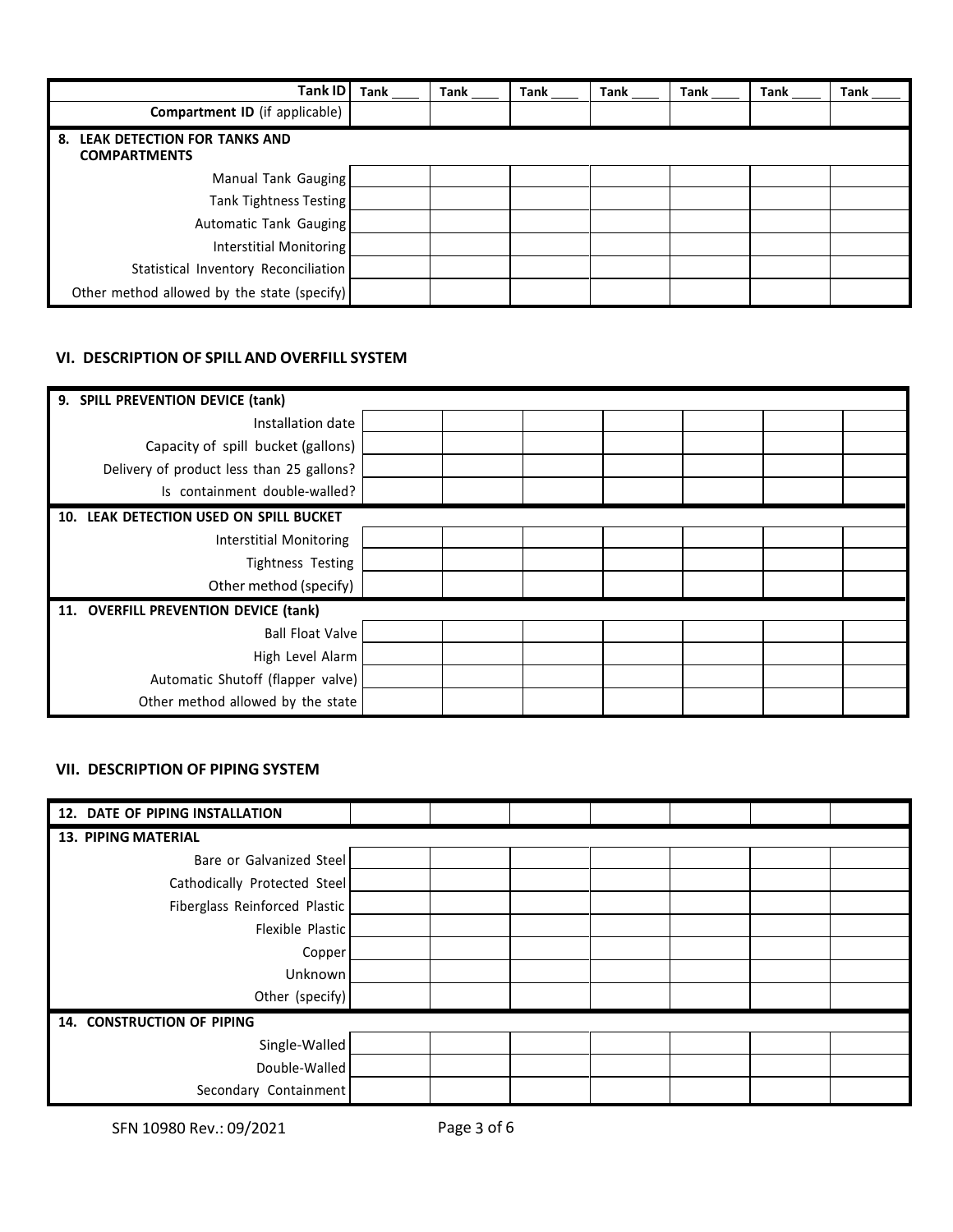| Tank ID | Tank ____ | Tank ____ | Tank ____ | Tank ____ | Tank ____ | Tank ____ | Tank ____ |
|---|---|---|---|---|---|---|---|
| **Compartment ID** (if applicable) | | | | | | | |
| **8. LEAK DETECTION FOR TANKS AND COMPARTMENTS** | | | | | | | |
| Manual Tank Gauging | | | | | | | |
| Tank Tightness Testing | | | | | | | |
| Automatic Tank Gauging | | | | | | | |
| Interstitial Monitoring | | | | | | | |
| Statistical Inventory Reconciliation | | | | | | | |
| Other method allowed by the state (specify) | | | | | | | |

## VI. DESCRIPTION OF SPILL AND OVERFILL SYSTEM

| **9. SPILL PREVENTION DEVICE (tank)** | | | | | | | |
|---|---|---|---|---|---|---|---|
| Installation date | | | | | | | |
| Capacity of spill bucket (gallons) | | | | | | | |
| Delivery of product less than 25 gallons? | | | | | | | |
| Is containment double-walled? | | | | | | | |
| **10. LEAK DETECTION USED ON SPILL BUCKET** | | | | | | | |
| Interstitial Monitoring | | | | | | | |
| Tightness Testing | | | | | | | |
| Other method (specify) | | | | | | | |
| **11. OVERFILL PREVENTION DEVICE (tank)** | | | | | | | |
| Ball Float Valve | | | | | | | |
| High Level Alarm | | | | | | | |
| Automatic Shutoff (flapper valve) | | | | | | | |
| Other method allowed by the state | | | | | | | |

## VII. DESCRIPTION OF PIPING SYSTEM

| **12. DATE OF PIPING INSTALLATION** | | | | | | | |
|---|---|---|---|---|---|---|---|
| **13. PIPING MATERIAL** | | | | | | | |
| Bare or Galvanized Steel | | | | | | | |
| Cathodically Protected Steel | | | | | | | |
| Fiberglass Reinforced Plastic | | | | | | | |
| Flexible Plastic | | | | | | | |
| Copper | | | | | | | |
| Unknown | | | | | | | |
| Other (specify) | | | | | | | |
| **14. CONSTRUCTION OF PIPING** | | | | | | | |
| Single-Walled | | | | | | | |
| Double-Walled | | | | | | | |
| Secondary Containment | | | | | | | |

SFN 10980 Rev.: 09/2021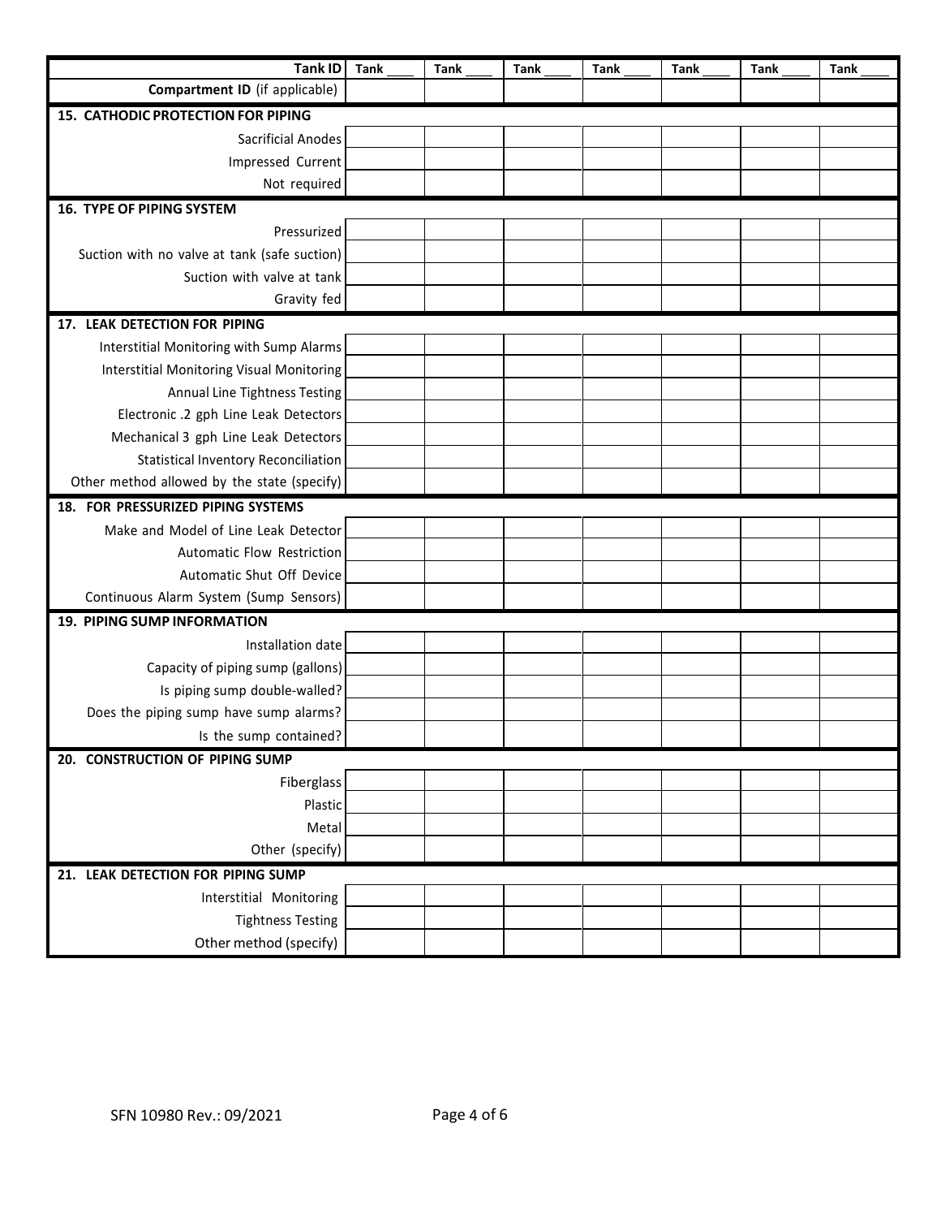| Tank ID | Tank ____ | Tank ____ | Tank ____ | Tank ____ | Tank ____ | Tank ____ | Tank ____ |
|---|---|---|---|---|---|---|---|
| **Compartment ID** (if applicable) | | | | | | | |
| **15. CATHODIC PROTECTION FOR PIPING** | | | | | | | |
| Sacrificial Anodes | | | | | | | |
| Impressed Current | | | | | | | |
| Not required | | | | | | | |
| **16. TYPE OF PIPING SYSTEM** | | | | | | | |
| Pressurized | | | | | | | |
| Suction with no valve at tank (safe suction) | | | | | | | |
| Suction with valve at tank | | | | | | | |
| Gravity fed | | | | | | | |
| **17. LEAK DETECTION FOR PIPING** | | | | | | | |
| Interstitial Monitoring with Sump Alarms | | | | | | | |
| Interstitial Monitoring Visual Monitoring | | | | | | | |
| Annual Line Tightness Testing | | | | | | | |
| Electronic .2 gph Line Leak Detectors | | | | | | | |
| Mechanical 3 gph Line Leak Detectors | | | | | | | |
| Statistical Inventory Reconciliation | | | | | | | |
| Other method allowed by the state (specify) | | | | | | | |
| **18. FOR PRESSURIZED PIPING SYSTEMS** | | | | | | | |
| Make and Model of Line Leak Detector | | | | | | | |
| Automatic Flow Restriction | | | | | | | |
| Automatic Shut Off Device | | | | | | | |
| Continuous Alarm System (Sump Sensors) | | | | | | | |
| **19. PIPING SUMP INFORMATION** | | | | | | | |
| Installation date | | | | | | | |
| Capacity of piping sump (gallons) | | | | | | | |
| Is piping sump double-walled? | | | | | | | |
| Does the piping sump have sump alarms? | | | | | | | |
| Is the sump contained? | | | | | | | |
| **20. CONSTRUCTION OF PIPING SUMP** | | | | | | | |
| Fiberglass | | | | | | | |
| Plastic | | | | | | | |
| Metal | | | | | | | |
| Other (specify) | | | | | | | |
| **21. LEAK DETECTION FOR PIPING SUMP** | | | | | | | |
| Interstitial Monitoring | | | | | | | |
| Tightness Testing | | | | | | | |
| Other method (specify) | | | | | | | |

SFN 10980 Rev.: 09/2021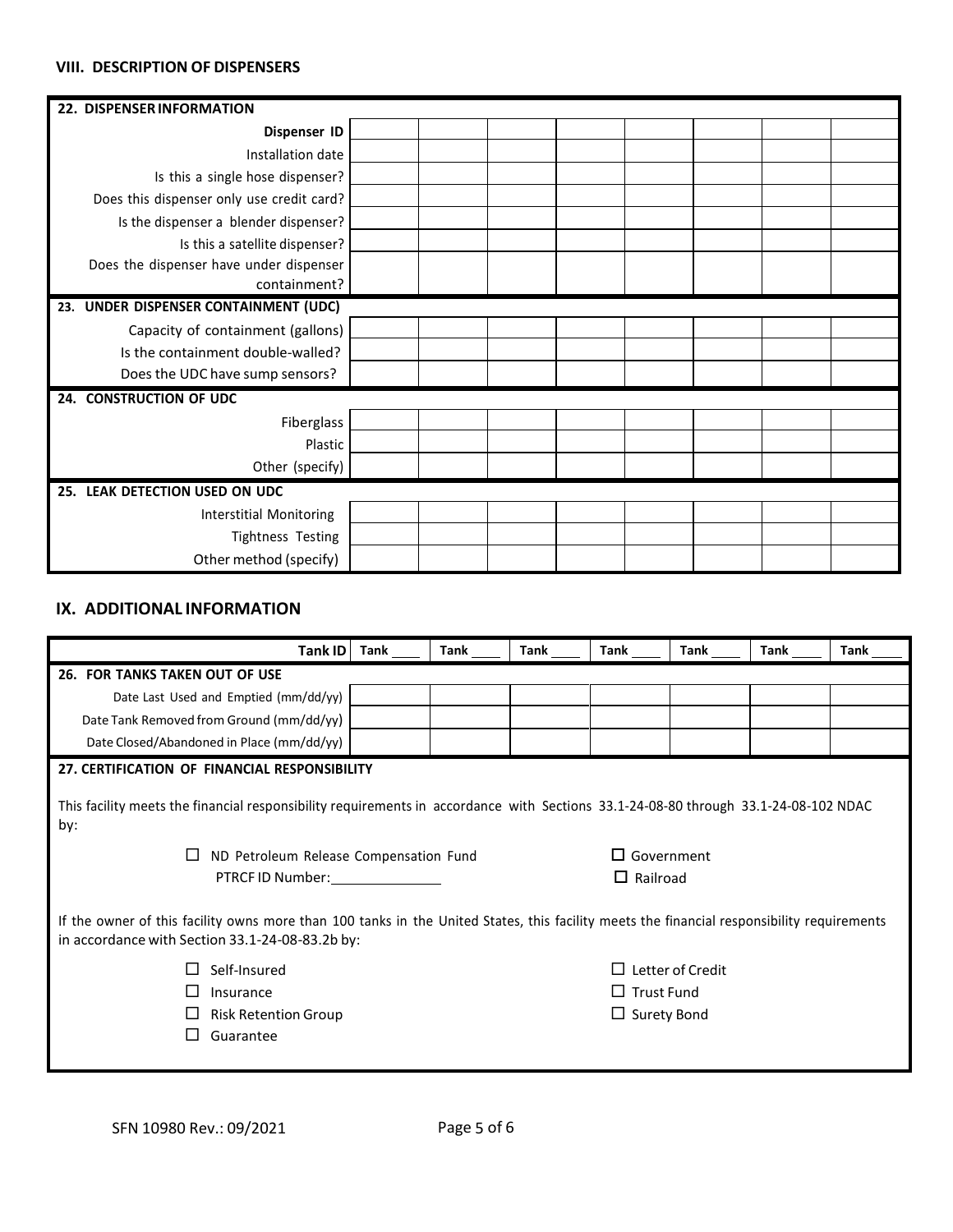## VIII. DESCRIPTION OF DISPENSERS

| 22. DISPENSER INFORMATION | | | | | | | | |
|---|---|---|---|---|---|---|---|---|
| **Dispenser ID** | | | | | | | | |
| Installation date | | | | | | | | |
| Is this a single hose dispenser? | | | | | | | | |
| Does this dispenser only use credit card? | | | | | | | | |
| Is the dispenser a blender dispenser? | | | | | | | | |
| Is this a satellite dispenser? | | | | | | | | |
| Does the dispenser have under dispenser containment? | | | | | | | | |
| **23. UNDER DISPENSER CONTAINMENT (UDC)** | | | | | | | | |
| Capacity of containment (gallons) | | | | | | | | |
| Is the containment double-walled? | | | | | | | | |
| Does the UDC have sump sensors? | | | | | | | | |
| **24. CONSTRUCTION OF UDC** | | | | | | | | |
| Fiberglass | | | | | | | | |
| Plastic | | | | | | | | |
| Other (specify) | | | | | | | | |
| **25. LEAK DETECTION USED ON UDC** | | | | | | | | |
| Interstitial Monitoring | | | | | | | | |
| Tightness Testing | | | | | | | | |
| Other method (specify) | | | | | | | | |

## IX. ADDITIONAL INFORMATION

| **Tank ID** | **Tank ____** | **Tank ____** | **Tank ____** | **Tank ____** | **Tank ____** | **Tank ____** | **Tank ____** |
|---|---|---|---|---|---|---|---|
| **26. FOR TANKS TAKEN OUT OF USE** | | | | | | | |
| Date Last Used and Emptied (mm/dd/yy) | | | | | | | |
| Date Tank Removed from Ground (mm/dd/yy) | | | | | | | |
| Date Closed/Abandoned in Place (mm/dd/yy) | | | | | | | |

**27. CERTIFICATION OF FINANCIAL RESPONSIBILITY**

This facility meets the financial responsibility requirements in accordance with Sections 33.1-24-08-80 through 33.1-24-08-102 NDAC by:

- ☐ ND Petroleum Release Compensation Fund
  PTRCF ID Number: ______________
- ☐ Government
- ☐ Railroad

If the owner of this facility owns more than 100 tanks in the United States, this facility meets the financial responsibility requirements in accordance with Section 33.1-24-08-83.2b by:

- ☐ Self-Insured
- ☐ Insurance
- ☐ Risk Retention Group
- ☐ Guarantee
- ☐ Letter of Credit
- ☐ Trust Fund
- ☐ Surety Bond

SFN 10980 Rev.: 09/2021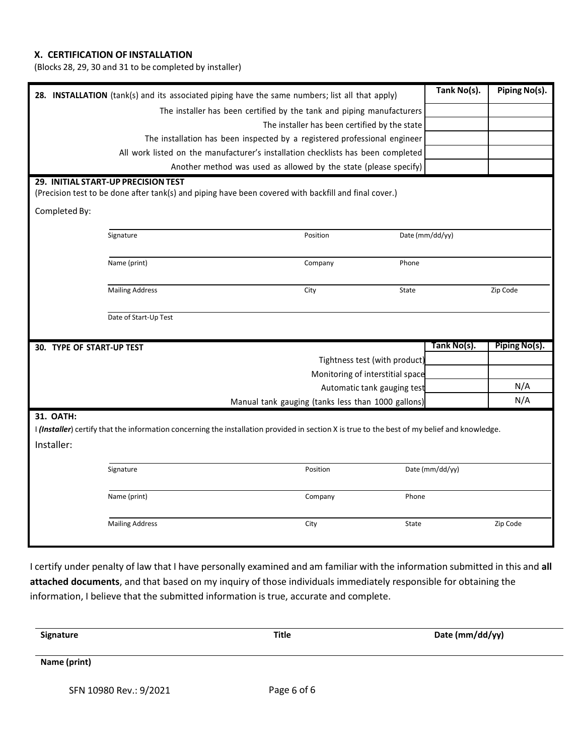### X. CERTIFICATION OF INSTALLATION

(Blocks 28, 29, 30 and 31 to be completed by installer)

| **28. INSTALLATION** (tank(s) and its associated piping have the same numbers; list all that apply) | **Tank No(s).** | **Piping No(s).** |
|---|---|---|
| The installer has been certified by the tank and piping manufacturers | | |
| The installer has been certified by the state | | |
| The installation has been inspected by a registered professional engineer | | |
| All work listed on the manufacturer's installation checklists has been completed | | |
| Another method was used as allowed by the state (please specify) | | |

**29. INITIAL START-UP PRECISION TEST**

(Precision test to be done after tank(s) and piping have been covered with backfill and final cover.)

Completed By:

Signature ____________________ Position ____________________ Date (mm/dd/yy) ____________________

Name (print) ____________________ Company ____________________ Phone ____________________

Mailing Address ____________________ City ____________________ State ____________________ Zip Code ____________________

Date of Start-Up Test ____________________

| **30. TYPE OF START-UP TEST** | **Tank No(s).** | **Piping No(s).** |
|---|---|---|
| Tightness test (with product) | | |
| Monitoring of interstitial space | | |
| Automatic tank gauging test | | N/A |
| Manual tank gauging (tanks less than 1000 gallons) | | N/A |

**31. OATH:**

I ***(Installer)*** certify that the information concerning the installation provided in section X is true to the best of my belief and knowledge.

Installer:

Signature ____________________ Position ____________________ Date (mm/dd/yy) ____________________

Name (print) ____________________ Company ____________________ Phone ____________________

Mailing Address ____________________ City ____________________ State ____________________ Zip Code ____________________

I certify under penalty of law that I have personally examined and am familiar with the information submitted in this and **all attached documents**, and that based on my inquiry of those individuals immediately responsible for obtaining the information, I believe that the submitted information is true, accurate and complete.

**Signature** ____________________ **Title** ____________________ **Date (mm/dd/yy)** ____________________

**Name (print)** ____________________

SFN 10980 Rev.: 9/2021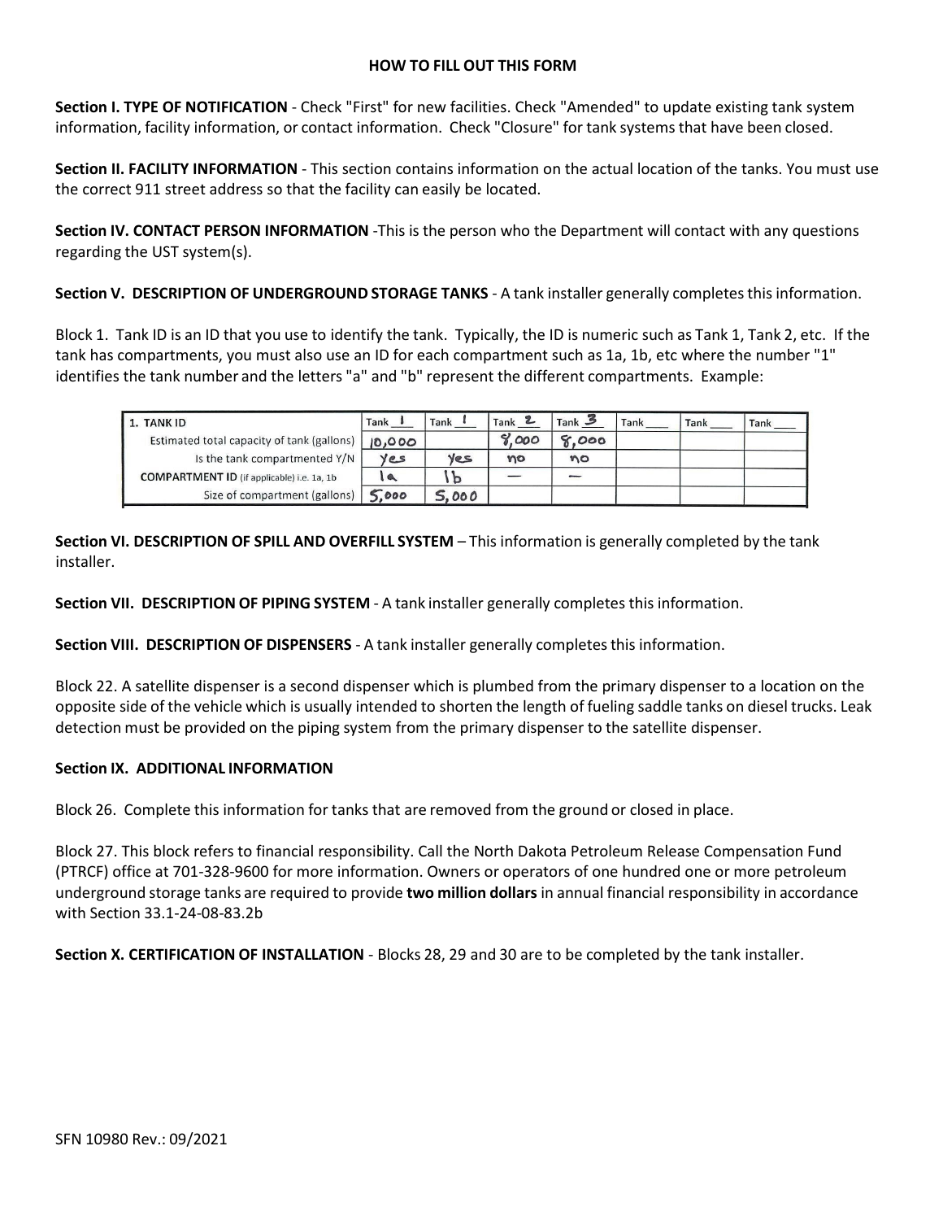## HOW TO FILL OUT THIS FORM

**Section I. TYPE OF NOTIFICATION** - Check "First" for new facilities. Check "Amended" to update existing tank system information, facility information, or contact information. Check "Closure" for tank systems that have been closed.

**Section II. FACILITY INFORMATION** - This section contains information on the actual location of the tanks. You must use the correct 911 street address so that the facility can easily be located.

**Section IV. CONTACT PERSON INFORMATION** -This is the person who the Department will contact with any questions regarding the UST system(s).

**Section V. DESCRIPTION OF UNDERGROUND STORAGE TANKS** - A tank installer generally completes this information.

Block 1. Tank ID is an ID that you use to identify the tank. Typically, the ID is numeric such as Tank 1, Tank 2, etc. If the tank has compartments, you must also use an ID for each compartment such as 1a, 1b, etc where the number "1" identifies the tank number and the letters "a" and "b" represent the different compartments. Example:

| 1. TANK ID | Tank 1 | Tank 1 | Tank 2 | Tank 3 | Tank ___ | Tank ___ | Tank ___ |
|---|---|---|---|---|---|---|---|
| Estimated total capacity of tank (gallons) | 10,000 | | 8,000 | 8,000 | | | |
| Is the tank compartmented Y/N | yes | yes | no | no | | | |
| COMPARTMENT ID (if applicable) i.e. 1a, 1b | 1a | 1b | — | — | | | |
| Size of compartment (gallons) | 5,000 | 5,000 | | | | | |

**Section VI. DESCRIPTION OF SPILL AND OVERFILL SYSTEM** – This information is generally completed by the tank installer.

**Section VII. DESCRIPTION OF PIPING SYSTEM** - A tank installer generally completes this information.

**Section VIII. DESCRIPTION OF DISPENSERS** - A tank installer generally completes this information.

Block 22. A satellite dispenser is a second dispenser which is plumbed from the primary dispenser to a location on the opposite side of the vehicle which is usually intended to shorten the length of fueling saddle tanks on diesel trucks. Leak detection must be provided on the piping system from the primary dispenser to the satellite dispenser.

**Section IX. ADDITIONAL INFORMATION**

Block 26. Complete this information for tanks that are removed from the ground or closed in place.

Block 27. This block refers to financial responsibility. Call the North Dakota Petroleum Release Compensation Fund (PTRCF) office at 701-328-9600 for more information. Owners or operators of one hundred one or more petroleum underground storage tanks are required to provide **two million dollars** in annual financial responsibility in accordance with Section 33.1-24-08-83.2b

**Section X. CERTIFICATION OF INSTALLATION** - Blocks 28, 29 and 30 are to be completed by the tank installer.

SFN 10980 Rev.: 09/2021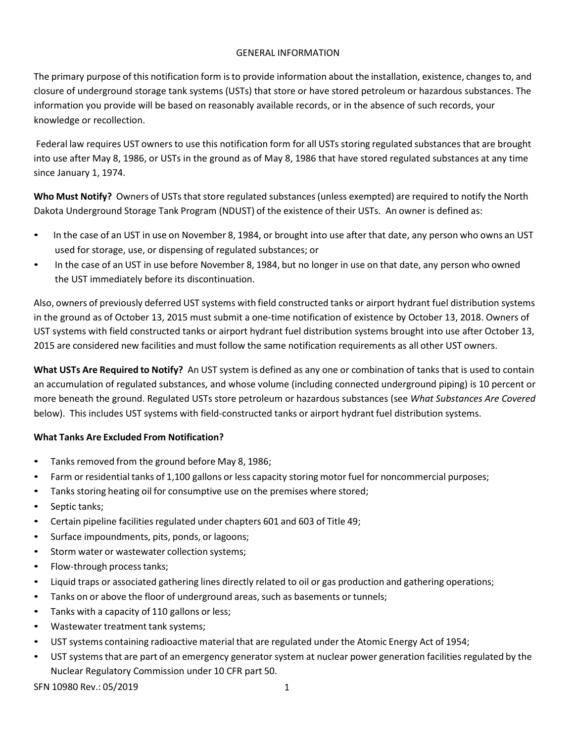## GENERAL INFORMATION

The primary purpose of this notification form is to provide information about the installation, existence, changes to, and closure of underground storage tank systems (USTs) that store or have stored petroleum or hazardous substances. The information you provide will be based on reasonably available records, or in the absence of such records, your knowledge or recollection.

Federal law requires UST owners to use this notification form for all USTs storing regulated substances that are brought into use after May 8, 1986, or USTs in the ground as of May 8, 1986 that have stored regulated substances at any time since January 1, 1974.

**Who Must Notify?** Owners of USTs that store regulated substances (unless exempted) are required to notify the North Dakota Underground Storage Tank Program (NDUST) of the existence of their USTs. An owner is defined as:

- In the case of an UST in use on November 8, 1984, or brought into use after that date, any person who owns an UST used for storage, use, or dispensing of regulated substances; or
- In the case of an UST in use before November 8, 1984, but no longer in use on that date, any person who owned the UST immediately before its discontinuation.

Also, owners of previously deferred UST systems with field constructed tanks or airport hydrant fuel distribution systems in the ground as of October 13, 2015 must submit a one-time notification of existence by October 13, 2018. Owners of UST systems with field constructed tanks or airport hydrant fuel distribution systems brought into use after October 13, 2015 are considered new facilities and must follow the same notification requirements as all other UST owners.

**What USTs Are Required to Notify?** An UST system is defined as any one or combination of tanks that is used to contain an accumulation of regulated substances, and whose volume (including connected underground piping) is 10 percent or more beneath the ground. Regulated USTs store petroleum or hazardous substances (see *What Substances Are Covered* below). This includes UST systems with field-constructed tanks or airport hydrant fuel distribution systems.

**What Tanks Are Excluded From Notification?**

- Tanks removed from the ground before May 8, 1986;
- Farm or residential tanks of 1,100 gallons or less capacity storing motor fuel for noncommercial purposes;
- Tanks storing heating oil for consumptive use on the premises where stored;
- Septic tanks;
- Certain pipeline facilities regulated under chapters 601 and 603 of Title 49;
- Surface impoundments, pits, ponds, or lagoons;
- Storm water or wastewater collection systems;
- Flow-through process tanks;
- Liquid traps or associated gathering lines directly related to oil or gas production and gathering operations;
- Tanks on or above the floor of underground areas, such as basements or tunnels;
- Tanks with a capacity of 110 gallons or less;
- Wastewater treatment tank systems;
- UST systems containing radioactive material that are regulated under the Atomic Energy Act of 1954;
- UST systems that are part of an emergency generator system at nuclear power generation facilities regulated by the Nuclear Regulatory Commission under 10 CFR part 50.

SFN 10980 Rev.: 05/2019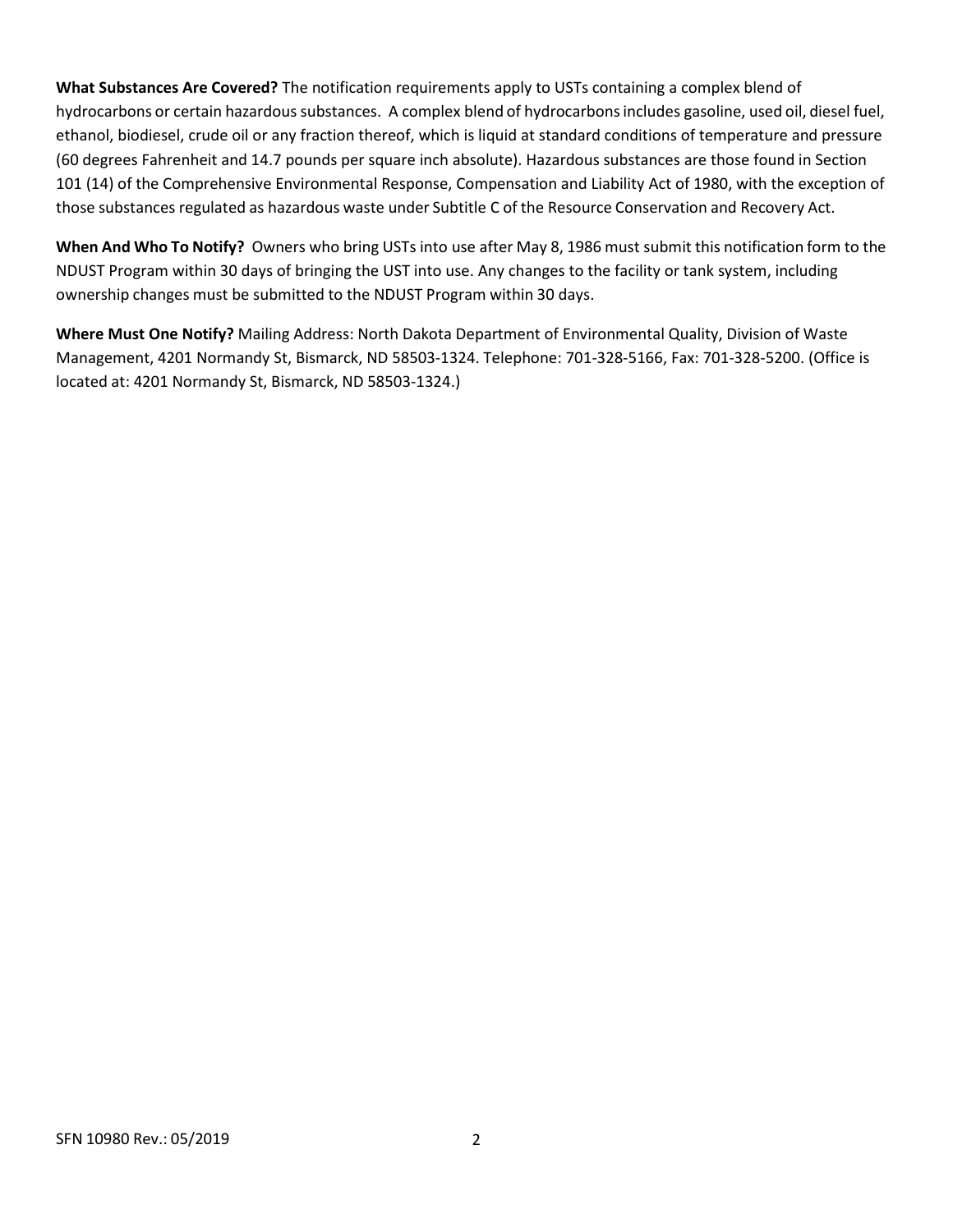**What Substances Are Covered?** The notification requirements apply to USTs containing a complex blend of hydrocarbons or certain hazardous substances. A complex blend of hydrocarbons includes gasoline, used oil, diesel fuel, ethanol, biodiesel, crude oil or any fraction thereof, which is liquid at standard conditions of temperature and pressure (60 degrees Fahrenheit and 14.7 pounds per square inch absolute). Hazardous substances are those found in Section 101 (14) of the Comprehensive Environmental Response, Compensation and Liability Act of 1980, with the exception of those substances regulated as hazardous waste under Subtitle C of the Resource Conservation and Recovery Act.

**When And Who To Notify?** Owners who bring USTs into use after May 8, 1986 must submit this notification form to the NDUST Program within 30 days of bringing the UST into use. Any changes to the facility or tank system, including ownership changes must be submitted to the NDUST Program within 30 days.

**Where Must One Notify?** Mailing Address: North Dakota Department of Environmental Quality, Division of Waste Management, 4201 Normandy St, Bismarck, ND 58503-1324. Telephone: 701-328-5166, Fax: 701-328-5200. (Office is located at: 4201 Normandy St, Bismarck, ND 58503-1324.)

SFN 10980 Rev.: 05/2019